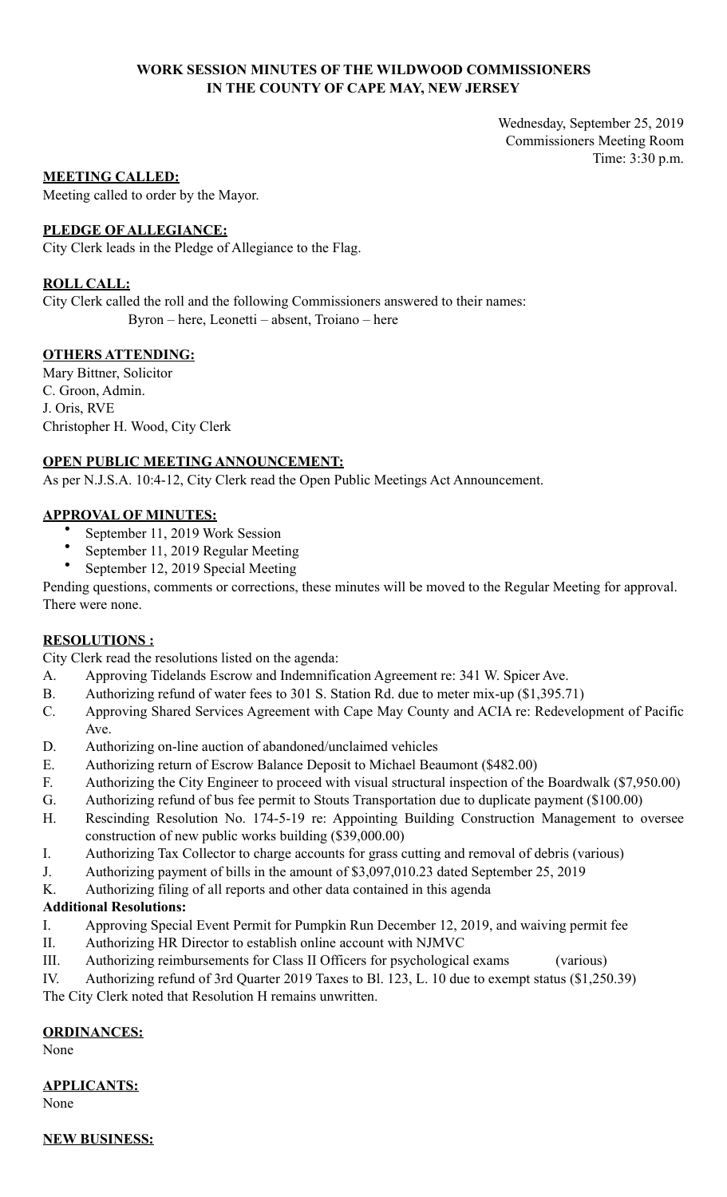**WORK SESSION MINUTES OF THE WILDWOOD COMMISSIONERS**
**IN THE COUNTY OF CAPE MAY, NEW JERSEY**

Wednesday, September 25, 2019
Commissioners Meeting Room
Time: 3:30 p.m.

**MEETING CALLED:**

Meeting called to order by the Mayor.

**PLEDGE OF ALLEGIANCE:**

City Clerk leads in the Pledge of Allegiance to the Flag.

**ROLL CALL:**

City Clerk called the roll and the following Commissioners answered to their names:
Byron – here, Leonetti – absent, Troiano – here

**OTHERS ATTENDING:**

Mary Bittner, Solicitor
C. Groon, Admin.
J. Oris, RVE
Christopher H. Wood, City Clerk

**OPEN PUBLIC MEETING ANNOUNCEMENT:**

As per N.J.S.A. 10:4-12, City Clerk read the Open Public Meetings Act Announcement.

**APPROVAL OF MINUTES:**

- September 11, 2019 Work Session
- September 11, 2019 Regular Meeting
- September 12, 2019 Special Meeting

Pending questions, comments or corrections, these minutes will be moved to the Regular Meeting for approval. There were none.

**RESOLUTIONS :**

City Clerk read the resolutions listed on the agenda:

A. Approving Tidelands Escrow and Indemnification Agreement re: 341 W. Spicer Ave.
B. Authorizing refund of water fees to 301 S. Station Rd. due to meter mix-up ($1,395.71)
C. Approving Shared Services Agreement with Cape May County and ACIA re: Redevelopment of Pacific Ave.
D. Authorizing on-line auction of abandoned/unclaimed vehicles
E. Authorizing return of Escrow Balance Deposit to Michael Beaumont ($482.00)
F. Authorizing the City Engineer to proceed with visual structural inspection of the Boardwalk ($7,950.00)
G. Authorizing refund of bus fee permit to Stouts Transportation due to duplicate payment ($100.00)
H. Rescinding Resolution No. 174-5-19 re: Appointing Building Construction Management to oversee construction of new public works building ($39,000.00)
I. Authorizing Tax Collector to charge accounts for grass cutting and removal of debris (various)
J. Authorizing payment of bills in the amount of $3,097,010.23 dated September 25, 2019
K. Authorizing filing of all reports and other data contained in this agenda

**Additional Resolutions:**

I. Approving Special Event Permit for Pumpkin Run December 12, 2019, and waiving permit fee
II. Authorizing HR Director to establish online account with NJMVC
III. Authorizing reimbursements for Class II Officers for psychological exams (various)
IV. Authorizing refund of 3rd Quarter 2019 Taxes to Bl. 123, L. 10 due to exempt status ($1,250.39)

The City Clerk noted that Resolution H remains unwritten.

**ORDINANCES:**

None

**APPLICANTS:**

None

**NEW BUSINESS:**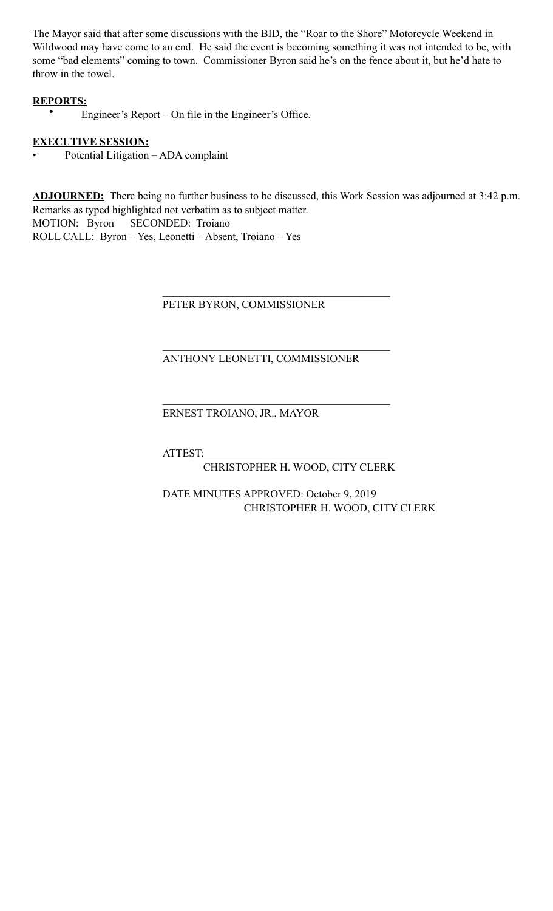The Mayor said that after some discussions with the BID, the "Roar to the Shore" Motorcycle Weekend in Wildwood may have come to an end. He said the event is becoming something it was not intended to be, with some "bad elements" coming to town. Commissioner Byron said he's on the fence about it, but he'd hate to throw in the towel.

**REPORTS:**

- Engineer's Report – On file in the Engineer's Office.

**EXECUTIVE SESSION:**

- Potential Litigation – ADA complaint

**ADJOURNED:** There being no further business to be discussed, this Work Session was adjourned at 3:42 p.m. Remarks as typed highlighted not verbatim as to subject matter.
MOTION: Byron SECONDED: Troiano
ROLL CALL: Byron – Yes, Leonetti – Absent, Troiano – Yes

\_\_\_\_\_\_\_\_\_\_\_\_\_\_\_\_\_\_\_\_\_\_\_\_\_\_\_\_\_\_\_\_\_\_\_\_\_\_\_\_
PETER BYRON, COMMISSIONER

\_\_\_\_\_\_\_\_\_\_\_\_\_\_\_\_\_\_\_\_\_\_\_\_\_\_\_\_\_\_\_\_\_\_\_\_\_\_\_\_
ANTHONY LEONETTI, COMMISSIONER

\_\_\_\_\_\_\_\_\_\_\_\_\_\_\_\_\_\_\_\_\_\_\_\_\_\_\_\_\_\_\_\_\_\_\_\_\_\_\_\_
ERNEST TROIANO, JR., MAYOR

ATTEST:\_\_\_\_\_\_\_\_\_\_\_\_\_\_\_\_\_\_\_\_\_\_\_\_\_\_\_\_\_\_\_\_\_\_
CHRISTOPHER H. WOOD, CITY CLERK

DATE MINUTES APPROVED: October 9, 2019
CHRISTOPHER H. WOOD, CITY CLERK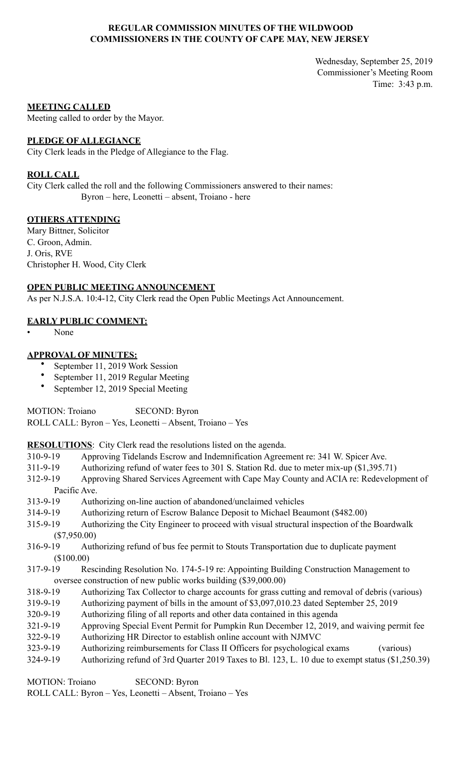**REGULAR COMMISSION MINUTES OF THE WILDWOOD COMMISSIONERS IN THE COUNTY OF CAPE MAY, NEW JERSEY**

Wednesday, September 25, 2019
Commissioner's Meeting Room
Time: 3:43 p.m.

**MEETING CALLED**

Meeting called to order by the Mayor.

**PLEDGE OF ALLEGIANCE**

City Clerk leads in the Pledge of Allegiance to the Flag.

**ROLL CALL**

City Clerk called the roll and the following Commissioners answered to their names:
Byron – here, Leonetti – absent, Troiano - here

**OTHERS ATTENDING**

Mary Bittner, Solicitor
C. Groon, Admin.
J. Oris, RVE
Christopher H. Wood, City Clerk

**OPEN PUBLIC MEETING ANNOUNCEMENT**

As per N.J.S.A. 10:4-12, City Clerk read the Open Public Meetings Act Announcement.

**EARLY PUBLIC COMMENT:**

- None

**APPROVAL OF MINUTES:**

- September 11, 2019 Work Session
- September 11, 2019 Regular Meeting
- September 12, 2019 Special Meeting

MOTION: Troiano SECOND: Byron
ROLL CALL: Byron – Yes, Leonetti – Absent, Troiano – Yes

**RESOLUTIONS**: City Clerk read the resolutions listed on the agenda.

310-9-19 Approving Tidelands Escrow and Indemnification Agreement re: 341 W. Spicer Ave.
311-9-19 Authorizing refund of water fees to 301 S. Station Rd. due to meter mix-up ($1,395.71)
312-9-19 Approving Shared Services Agreement with Cape May County and ACIA re: Redevelopment of Pacific Ave.
313-9-19 Authorizing on-line auction of abandoned/unclaimed vehicles
314-9-19 Authorizing return of Escrow Balance Deposit to Michael Beaumont ($482.00)
315-9-19 Authorizing the City Engineer to proceed with visual structural inspection of the Boardwalk ($7,950.00)
316-9-19 Authorizing refund of bus fee permit to Stouts Transportation due to duplicate payment ($100.00)
317-9-19 Rescinding Resolution No. 174-5-19 re: Appointing Building Construction Management to oversee construction of new public works building ($39,000.00)
318-9-19 Authorizing Tax Collector to charge accounts for grass cutting and removal of debris (various)
319-9-19 Authorizing payment of bills in the amount of $3,097,010.23 dated September 25, 2019
320-9-19 Authorizing filing of all reports and other data contained in this agenda
321-9-19 Approving Special Event Permit for Pumpkin Run December 12, 2019, and waiving permit fee
322-9-19 Authorizing HR Director to establish online account with NJMVC
323-9-19 Authorizing reimbursements for Class II Officers for psychological exams (various)
324-9-19 Authorizing refund of 3rd Quarter 2019 Taxes to Bl. 123, L. 10 due to exempt status ($1,250.39)

MOTION: Troiano SECOND: Byron
ROLL CALL: Byron – Yes, Leonetti – Absent, Troiano – Yes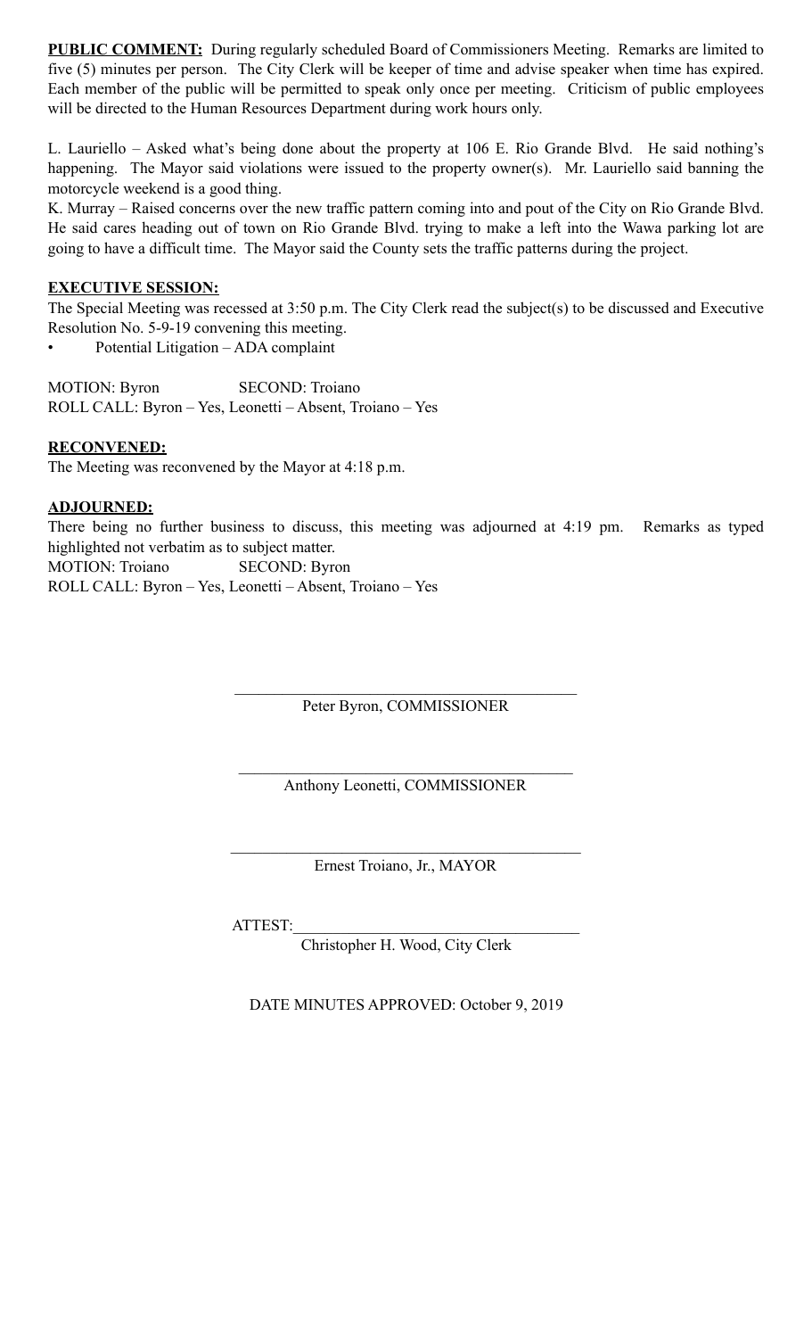**PUBLIC COMMENT:** During regularly scheduled Board of Commissioners Meeting. Remarks are limited to five (5) minutes per person. The City Clerk will be keeper of time and advise speaker when time has expired. Each member of the public will be permitted to speak only once per meeting. Criticism of public employees will be directed to the Human Resources Department during work hours only.

L. Lauriello – Asked what's being done about the property at 106 E. Rio Grande Blvd. He said nothing's happening. The Mayor said violations were issued to the property owner(s). Mr. Lauriello said banning the motorcycle weekend is a good thing.

K. Murray – Raised concerns over the new traffic pattern coming into and pout of the City on Rio Grande Blvd. He said cares heading out of town on Rio Grande Blvd. trying to make a left into the Wawa parking lot are going to have a difficult time. The Mayor said the County sets the traffic patterns during the project.

**EXECUTIVE SESSION:**

The Special Meeting was recessed at 3:50 p.m. The City Clerk read the subject(s) to be discussed and Executive Resolution No. 5-9-19 convening this meeting.

- Potential Litigation – ADA complaint

MOTION: Byron SECOND: Troiano
ROLL CALL: Byron – Yes, Leonetti – Absent, Troiano – Yes

**RECONVENED:**

The Meeting was reconvened by the Mayor at 4:18 p.m.

**ADJOURNED:**

There being no further business to discuss, this meeting was adjourned at 4:19 pm. Remarks as typed highlighted not verbatim as to subject matter.

MOTION: Troiano SECOND: Byron
ROLL CALL: Byron – Yes, Leonetti – Absent, Troiano – Yes

\_\_\_\_\_\_\_\_\_\_\_\_\_\_\_\_\_\_\_\_\_\_\_\_\_\_\_\_\_\_\_\_\_\_\_\_\_\_\_\_
Peter Byron, COMMISSIONER

\_\_\_\_\_\_\_\_\_\_\_\_\_\_\_\_\_\_\_\_\_\_\_\_\_\_\_\_\_\_\_\_\_\_\_\_\_\_\_\_
Anthony Leonetti, COMMISSIONER

\_\_\_\_\_\_\_\_\_\_\_\_\_\_\_\_\_\_\_\_\_\_\_\_\_\_\_\_\_\_\_\_\_\_\_\_\_\_\_\_
Ernest Troiano, Jr., MAYOR

ATTEST:\_\_\_\_\_\_\_\_\_\_\_\_\_\_\_\_\_\_\_\_\_\_\_\_\_\_\_\_\_\_\_\_\_\_\_\_
Christopher H. Wood, City Clerk

DATE MINUTES APPROVED: October 9, 2019